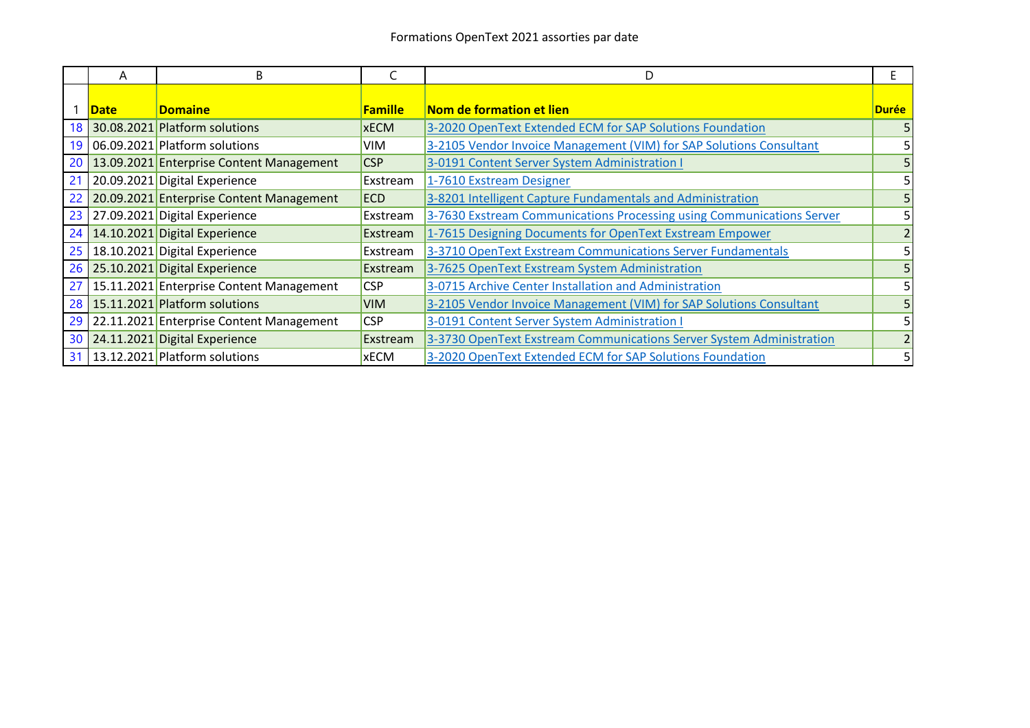Formations OpenText 2021 assorties par date

| | A | B | C | D | E |
|---|---|---|---|---|---|
| 1 | **Date** | **Domaine** | **Famille** | **Nom de formation et lien** | **Durée** |
| 18 | 30.08.2021 | Platform solutions | xECM | 3-2020 OpenText Extended ECM for SAP Solutions Foundation | 5 |
| 19 | 06.09.2021 | Platform solutions | VIM | 3-2105 Vendor Invoice Management (VIM) for SAP Solutions Consultant | 5 |
| 20 | 13.09.2021 | Enterprise Content Management | CSP | 3-0191 Content Server System Administration I | 5 |
| 21 | 20.09.2021 | Digital Experience | Exstream | 1-7610 Exstream Designer | 5 |
| 22 | 20.09.2021 | Enterprise Content Management | ECD | 3-8201 Intelligent Capture Fundamentals and Administration | 5 |
| 23 | 27.09.2021 | Digital Experience | Exstream | 3-7630 Exstream Communications Processing using Communications Server | 5 |
| 24 | 14.10.2021 | Digital Experience | Exstream | 1-7615 Designing Documents for OpenText Exstream Empower | 2 |
| 25 | 18.10.2021 | Digital Experience | Exstream | 3-3710 OpenText Exstream Communications Server Fundamentals | 5 |
| 26 | 25.10.2021 | Digital Experience | Exstream | 3-7625 OpenText Exstream System Administration | 5 |
| 27 | 15.11.2021 | Enterprise Content Management | CSP | 3-0715 Archive Center Installation and Administration | 5 |
| 28 | 15.11.2021 | Platform solutions | VIM | 3-2105 Vendor Invoice Management (VIM) for SAP Solutions Consultant | 5 |
| 29 | 22.11.2021 | Enterprise Content Management | CSP | 3-0191 Content Server System Administration I | 5 |
| 30 | 24.11.2021 | Digital Experience | Exstream | 3-3730 OpenText Exstream Communications Server System Administration | 2 |
| 31 | 13.12.2021 | Platform solutions | xECM | 3-2020 OpenText Extended ECM for SAP Solutions Foundation | 5 |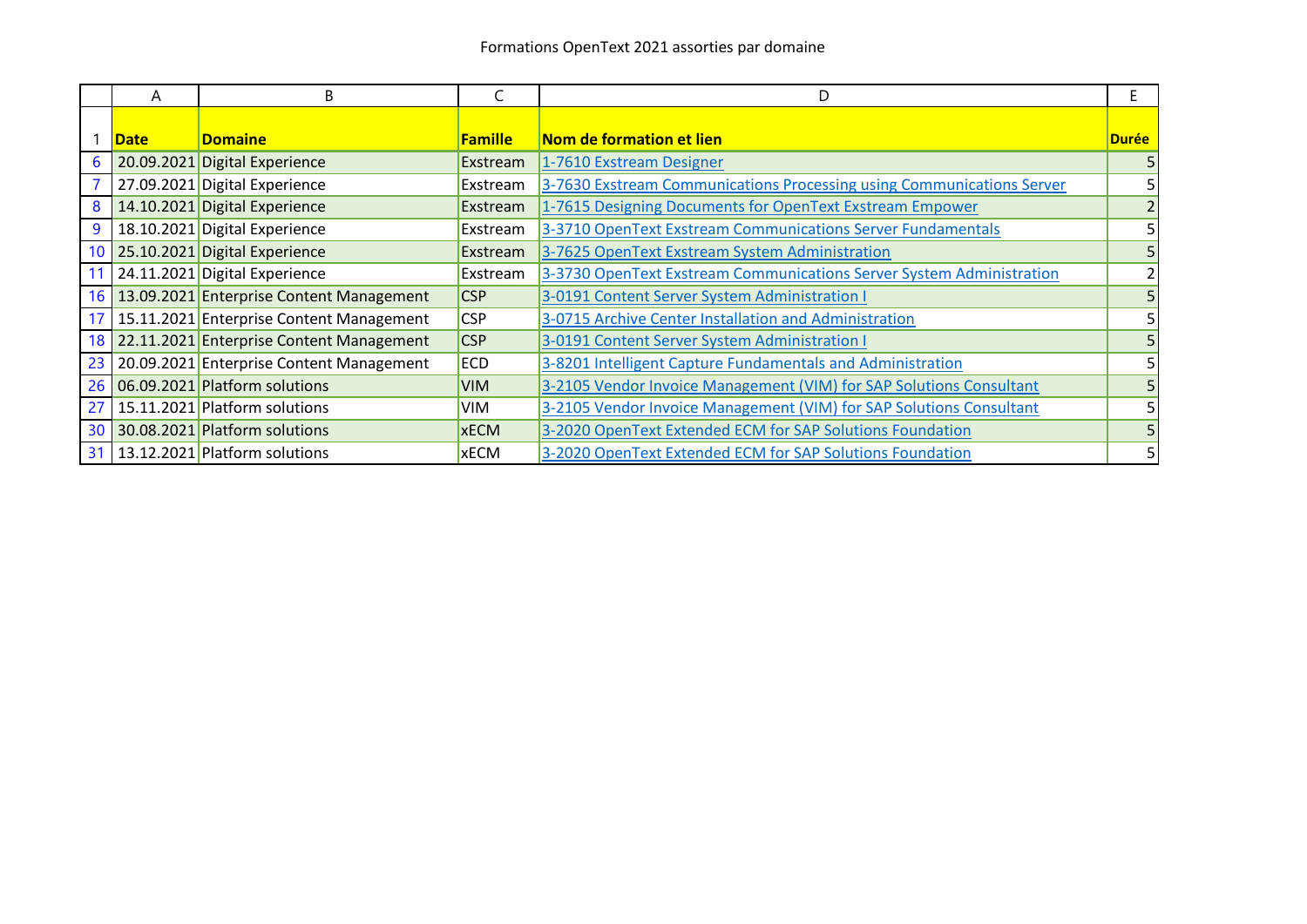Formations OpenText 2021 assorties par domaine

| | A | B | C | D | E |
|---|---|---|---|---|---|
| 1 | **Date** | **Domaine** | **Famille** | **Nom de formation et lien** | **Durée** |
| 6 | 20.09.2021 | Digital Experience | Exstream | 1-7610 Exstream Designer | 5 |
| 7 | 27.09.2021 | Digital Experience | Exstream | 3-7630 Exstream Communications Processing using Communications Server | 5 |
| 8 | 14.10.2021 | Digital Experience | Exstream | 1-7615 Designing Documents for OpenText Exstream Empower | 2 |
| 9 | 18.10.2021 | Digital Experience | Exstream | 3-3710 OpenText Exstream Communications Server Fundamentals | 5 |
| 10 | 25.10.2021 | Digital Experience | Exstream | 3-7625 OpenText Exstream System Administration | 5 |
| 11 | 24.11.2021 | Digital Experience | Exstream | 3-3730 OpenText Exstream Communications Server System Administration | 2 |
| 16 | 13.09.2021 | Enterprise Content Management | CSP | 3-0191 Content Server System Administration I | 5 |
| 17 | 15.11.2021 | Enterprise Content Management | CSP | 3-0715 Archive Center Installation and Administration | 5 |
| 18 | 22.11.2021 | Enterprise Content Management | CSP | 3-0191 Content Server System Administration I | 5 |
| 23 | 20.09.2021 | Enterprise Content Management | ECD | 3-8201 Intelligent Capture Fundamentals and Administration | 5 |
| 26 | 06.09.2021 | Platform solutions | VIM | 3-2105 Vendor Invoice Management (VIM) for SAP Solutions Consultant | 5 |
| 27 | 15.11.2021 | Platform solutions | VIM | 3-2105 Vendor Invoice Management (VIM) for SAP Solutions Consultant | 5 |
| 30 | 30.08.2021 | Platform solutions | xECM | 3-2020 OpenText Extended ECM for SAP Solutions Foundation | 5 |
| 31 | 13.12.2021 | Platform solutions | xECM | 3-2020 OpenText Extended ECM for SAP Solutions Foundation | 5 |